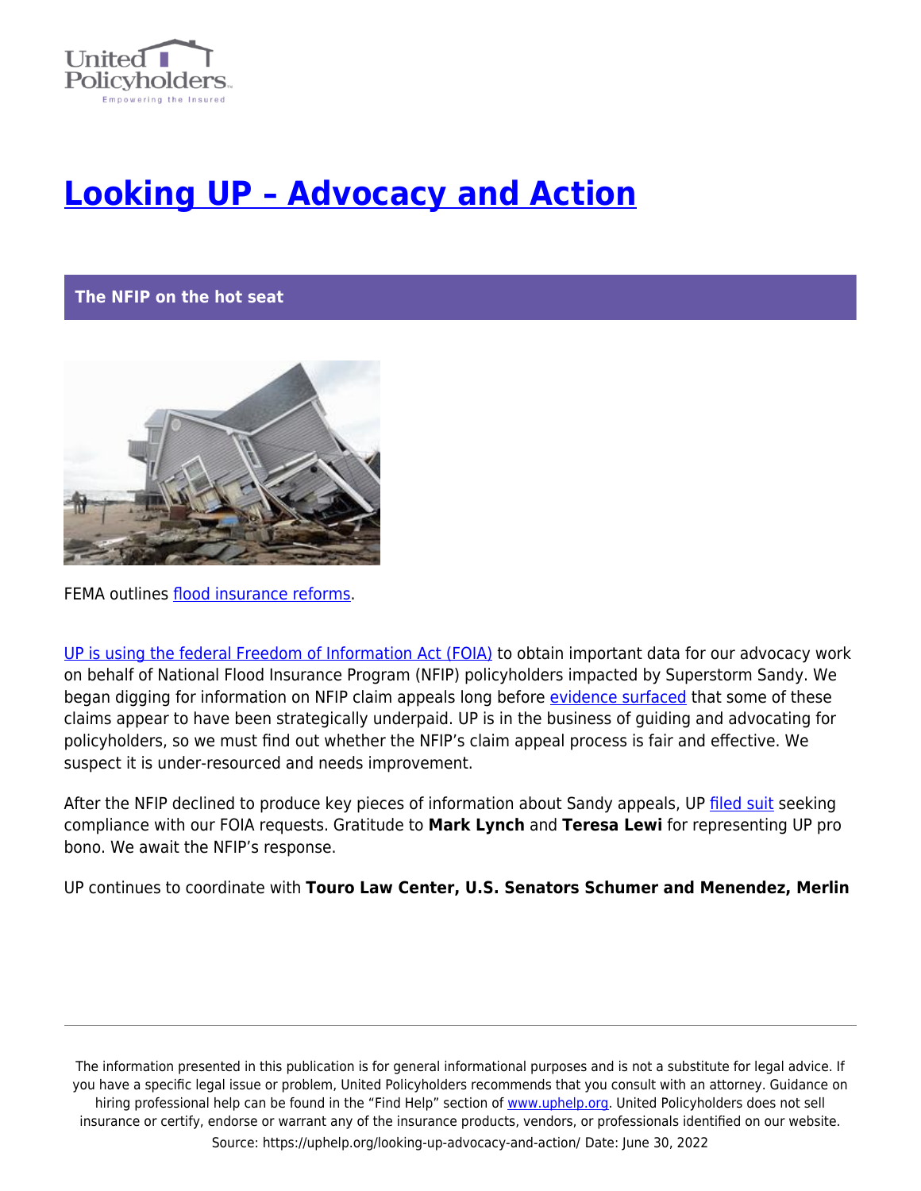# Looking UP – Advocacy and Action

## The NFIP on the hot seat

FEMA outlines flood insurance reforms.

UP is using the federal Freedom of Information Act (FOIA) to obtain important data for our advocacy work on behalf of National Flood Insurance Program (NFIP) policyholders impacted by Superstorm Sandy. We began digging for information on NFIP claim appeals long before evidence surfaced that some of these claims appear to have been strategically underpaid. UP is in the business of guiding and advocating for policyholders, so we must find out whether the NFIP's claim appeal process is fair and effective. We suspect it is under-resourced and needs improvement.

After the NFIP declined to produce key pieces of information about Sandy appeals, UP filed suit seeking compliance with our FOIA requests. Gratitude to **Mark Lynch** and **Teresa Lewi** for representing UP pro bono. We await the NFIP's response.

UP continues to coordinate with **Touro Law Center, U.S. Senators Schumer and Menendez, Merlin**

The information presented in this publication is for general informational purposes and is not a substitute for legal advice. If you have a specific legal issue or problem, United Policyholders recommends that you consult with an attorney. Guidance on hiring professional help can be found in the "Find Help" section of www.uphelp.org. United Policyholders does not sell insurance or certify, endorse or warrant any of the insurance products, vendors, or professionals identified on our website.

Source: https://uphelp.org/looking-up-advocacy-and-action/ Date: June 30, 2022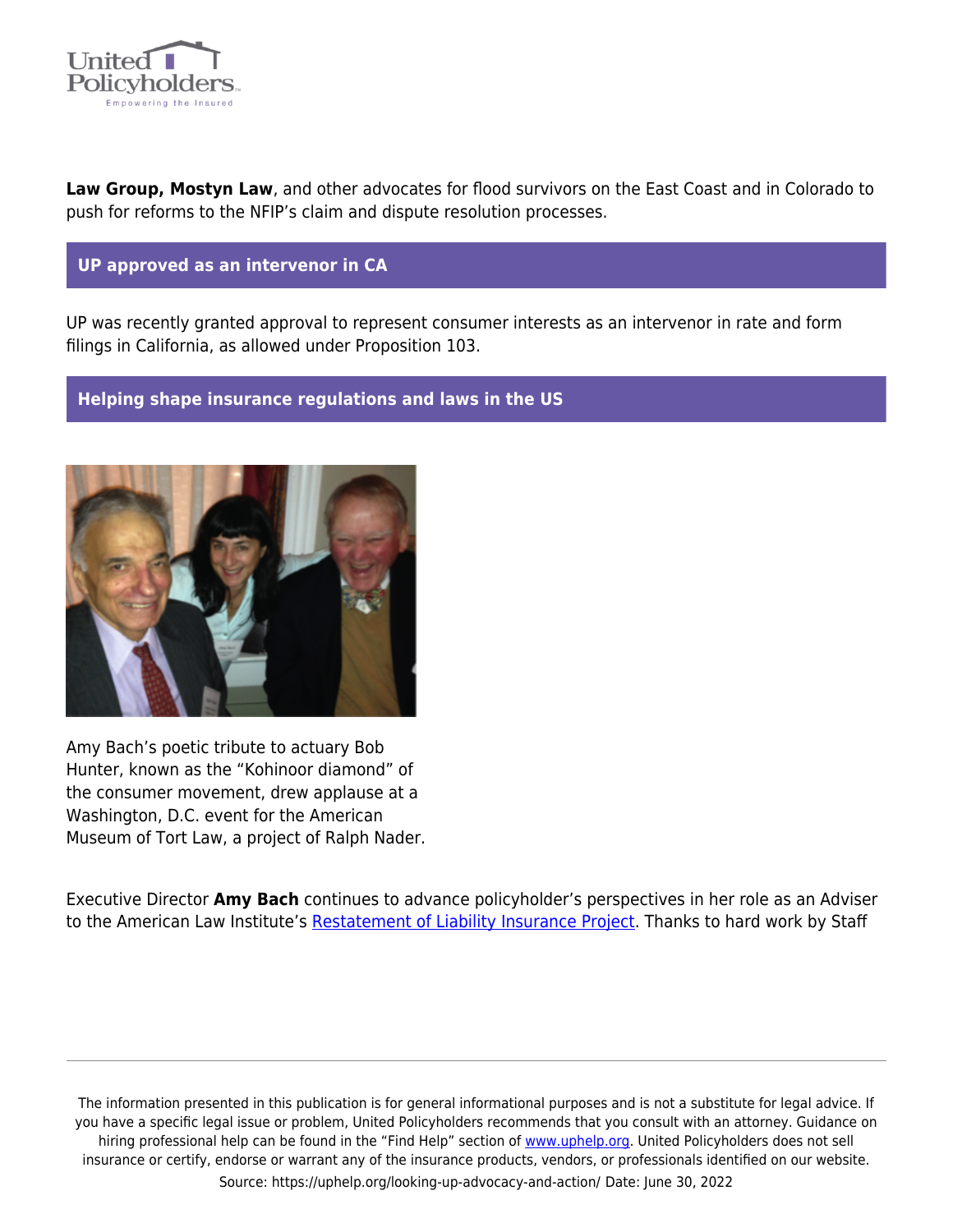**Law Group, Mostyn Law**, and other advocates for flood survivors on the East Coast and in Colorado to push for reforms to the NFIP's claim and dispute resolution processes.

## UP approved as an intervenor in CA

UP was recently granted approval to represent consumer interests as an intervenor in rate and form filings in California, as allowed under Proposition 103.

## Helping shape insurance regulations and laws in the US

Amy Bach's poetic tribute to actuary Bob Hunter, known as the "Kohinoor diamond" of the consumer movement, drew applause at a Washington, D.C. event for the American Museum of Tort Law, a project of Ralph Nader.

Executive Director **Amy Bach** continues to advance policyholder's perspectives in her role as an Adviser to the American Law Institute's [Restatement of Liability Insurance Project](). Thanks to hard work by Staff

The information presented in this publication is for general informational purposes and is not a substitute for legal advice. If you have a specific legal issue or problem, United Policyholders recommends that you consult with an attorney. Guidance on hiring professional help can be found in the "Find Help" section of www.uphelp.org. United Policyholders does not sell insurance or certify, endorse or warrant any of the insurance products, vendors, or professionals identified on our website.

Source: https://uphelp.org/looking-up-advocacy-and-action/ Date: June 30, 2022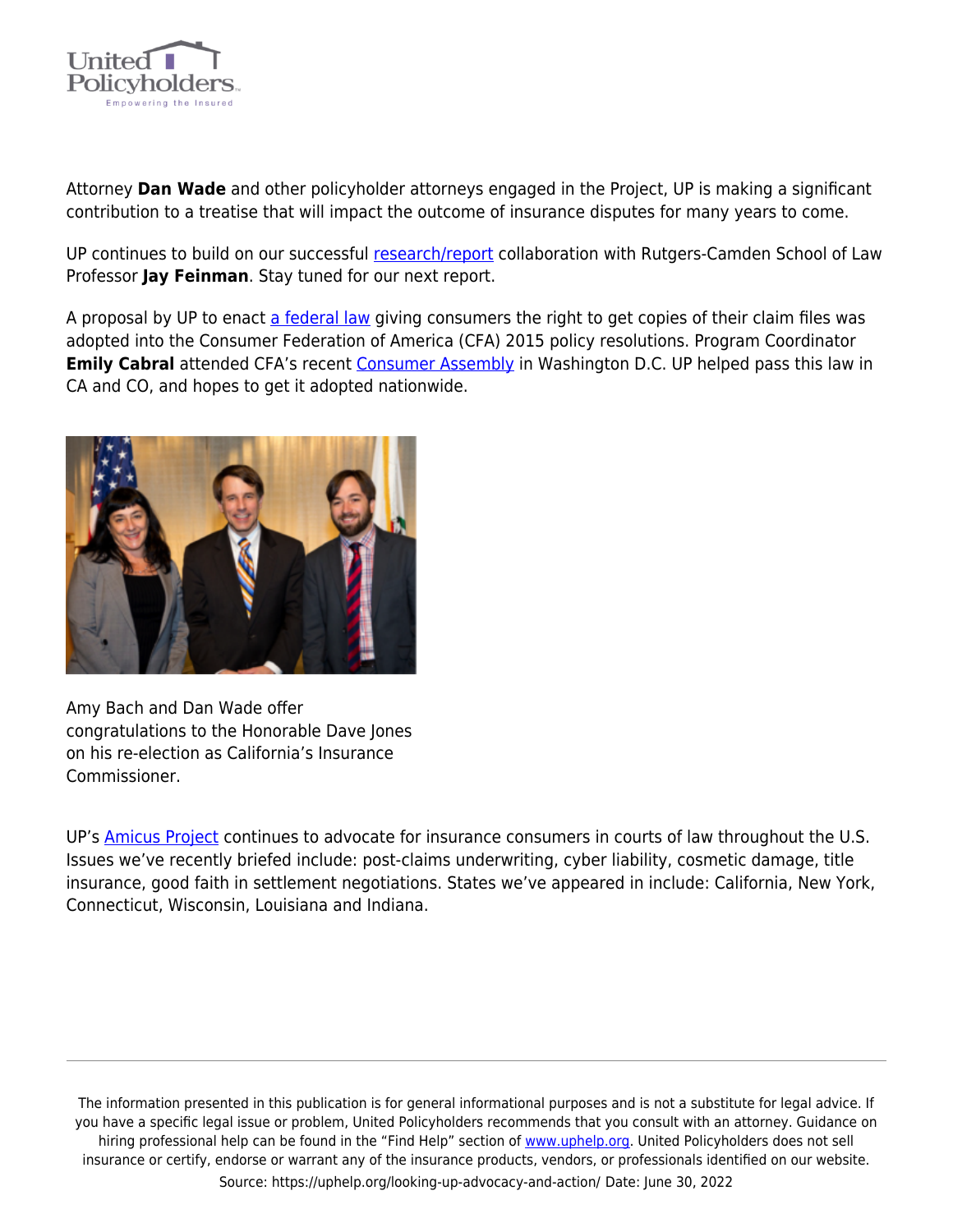Attorney **Dan Wade** and other policyholder attorneys engaged in the Project, UP is making a significant contribution to a treatise that will impact the outcome of insurance disputes for many years to come.

UP continues to build on our successful research/report collaboration with Rutgers-Camden School of Law Professor **Jay Feinman**. Stay tuned for our next report.

A proposal by UP to enact a federal law giving consumers the right to get copies of their claim files was adopted into the Consumer Federation of America (CFA) 2015 policy resolutions. Program Coordinator **Emily Cabral** attended CFA's recent Consumer Assembly in Washington D.C. UP helped pass this law in CA and CO, and hopes to get it adopted nationwide.

Amy Bach and Dan Wade offer congratulations to the Honorable Dave Jones on his re-election as California's Insurance Commissioner.

UP's Amicus Project continues to advocate for insurance consumers in courts of law throughout the U.S. Issues we've recently briefed include: post-claims underwriting, cyber liability, cosmetic damage, title insurance, good faith in settlement negotiations. States we've appeared in include: California, New York, Connecticut, Wisconsin, Louisiana and Indiana.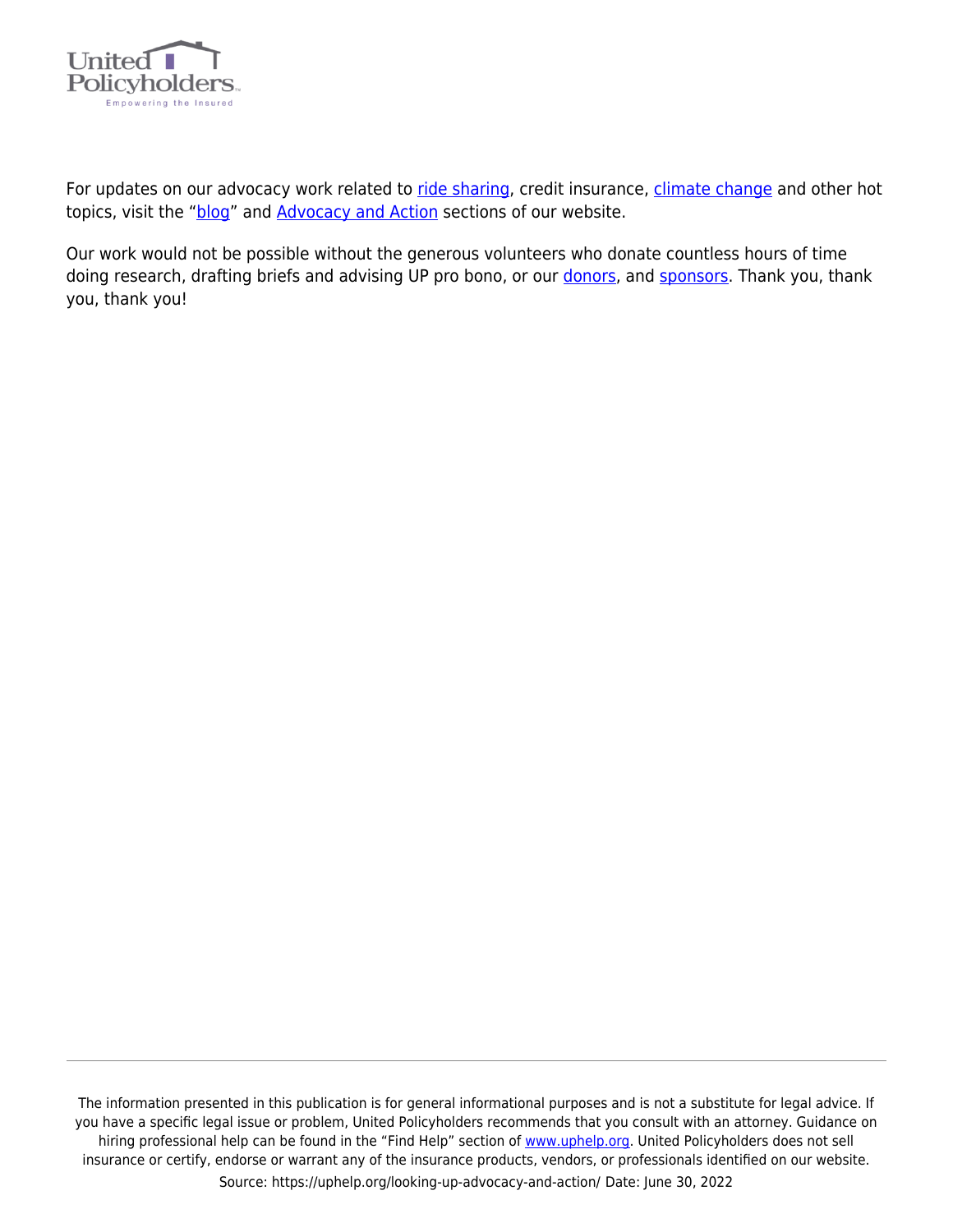For updates on our advocacy work related to ride sharing, credit insurance, climate change and other hot topics, visit the "blog" and Advocacy and Action sections of our website.

Our work would not be possible without the generous volunteers who donate countless hours of time doing research, drafting briefs and advising UP pro bono, or our donors, and sponsors. Thank you, thank you, thank you!

---

The information presented in this publication is for general informational purposes and is not a substitute for legal advice. If you have a specific legal issue or problem, United Policyholders recommends that you consult with an attorney. Guidance on hiring professional help can be found in the "Find Help" section of www.uphelp.org. United Policyholders does not sell insurance or certify, endorse or warrant any of the insurance products, vendors, or professionals identified on our website.

Source: https://uphelp.org/looking-up-advocacy-and-action/ Date: June 30, 2022